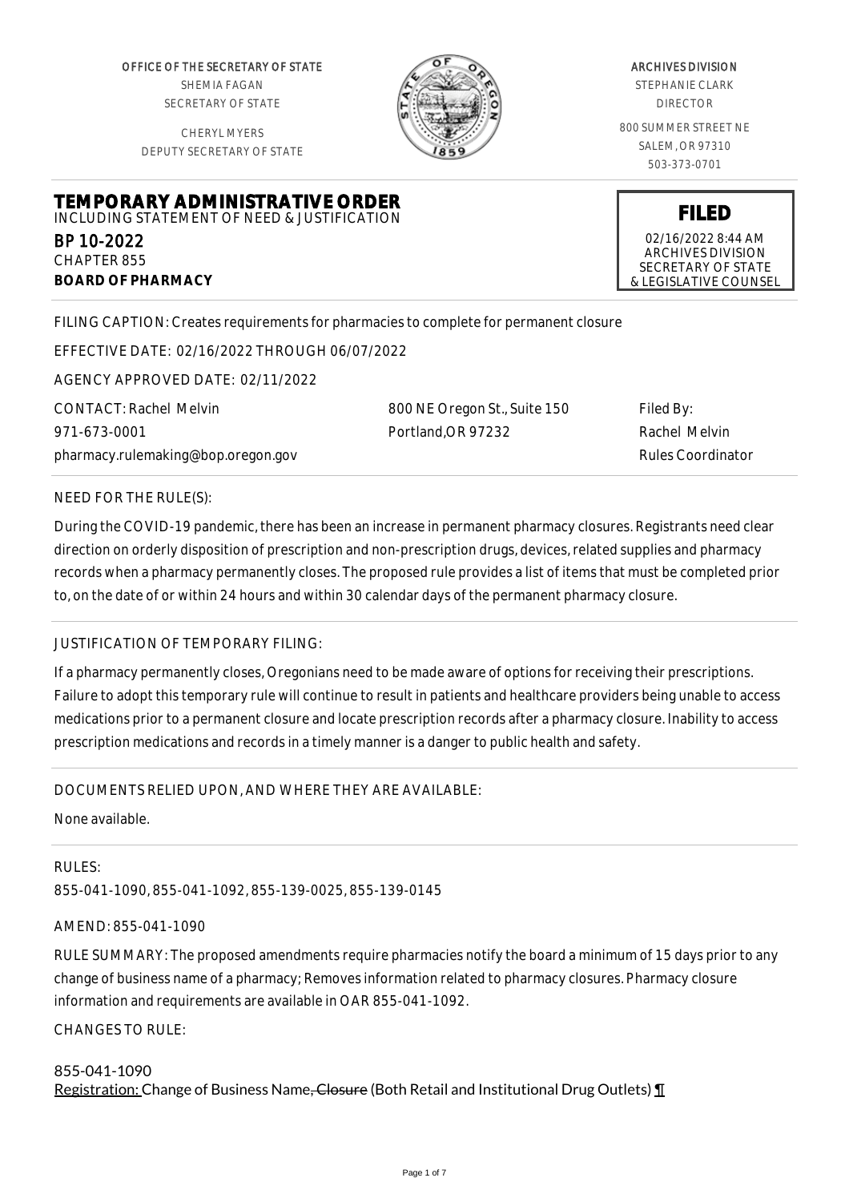OFFICE OF THE SECRETARY OF STATE
SHEMIA FAGAN
SECRETARY OF STATE

CHERYL MYERS
DEPUTY SECRETARY OF STATE

ARCHIVES DIVISION
STEPHANIE CLARK
DIRECTOR

800 SUMMER STREET NE
SALEM, OR 97310
503-373-0701

# TEMPORARY ADMINISTRATIVE ORDER

INCLUDING STATEMENT OF NEED & JUSTIFICATION

BP 10-2022
CHAPTER 855
**BOARD OF PHARMACY**

**FILED**
02/16/2022 8:44 AM
ARCHIVES DIVISION
SECRETARY OF STATE
& LEGISLATIVE COUNSEL

FILING CAPTION: Creates requirements for pharmacies to complete for permanent closure

EFFECTIVE DATE: 02/16/2022 THROUGH 06/07/2022

AGENCY APPROVED DATE: 02/11/2022

CONTACT: Rachel Melvin
971-673-0001
pharmacy.rulemaking@bop.oregon.gov

800 NE Oregon St., Suite 150
Portland,OR 97232

Filed By:
Rachel Melvin
Rules Coordinator

NEED FOR THE RULE(S):

During the COVID-19 pandemic, there has been an increase in permanent pharmacy closures. Registrants need clear direction on orderly disposition of prescription and non-prescription drugs, devices, related supplies and pharmacy records when a pharmacy permanently closes. The proposed rule provides a list of items that must be completed prior to, on the date of or within 24 hours and within 30 calendar days of the permanent pharmacy closure.

JUSTIFICATION OF TEMPORARY FILING:

If a pharmacy permanently closes, Oregonians need to be made aware of options for receiving their prescriptions. Failure to adopt this temporary rule will continue to result in patients and healthcare providers being unable to access medications prior to a permanent closure and locate prescription records after a pharmacy closure. Inability to access prescription medications and records in a timely manner is a danger to public health and safety.

DOCUMENTS RELIED UPON, AND WHERE THEY ARE AVAILABLE:

None available.

RULES:

855-041-1090, 855-041-1092, 855-139-0025, 855-139-0145

AMEND: 855-041-1090

RULE SUMMARY: The proposed amendments require pharmacies notify the board a minimum of 15 days prior to any change of business name of a pharmacy; Removes information related to pharmacy closures. Pharmacy closure information and requirements are available in OAR 855-041-1092.

CHANGES TO RULE:

855-041-1090
Registration: Change of Business Name, ~~Closure~~ (Both Retail and Institutional Drug Outlets) ¶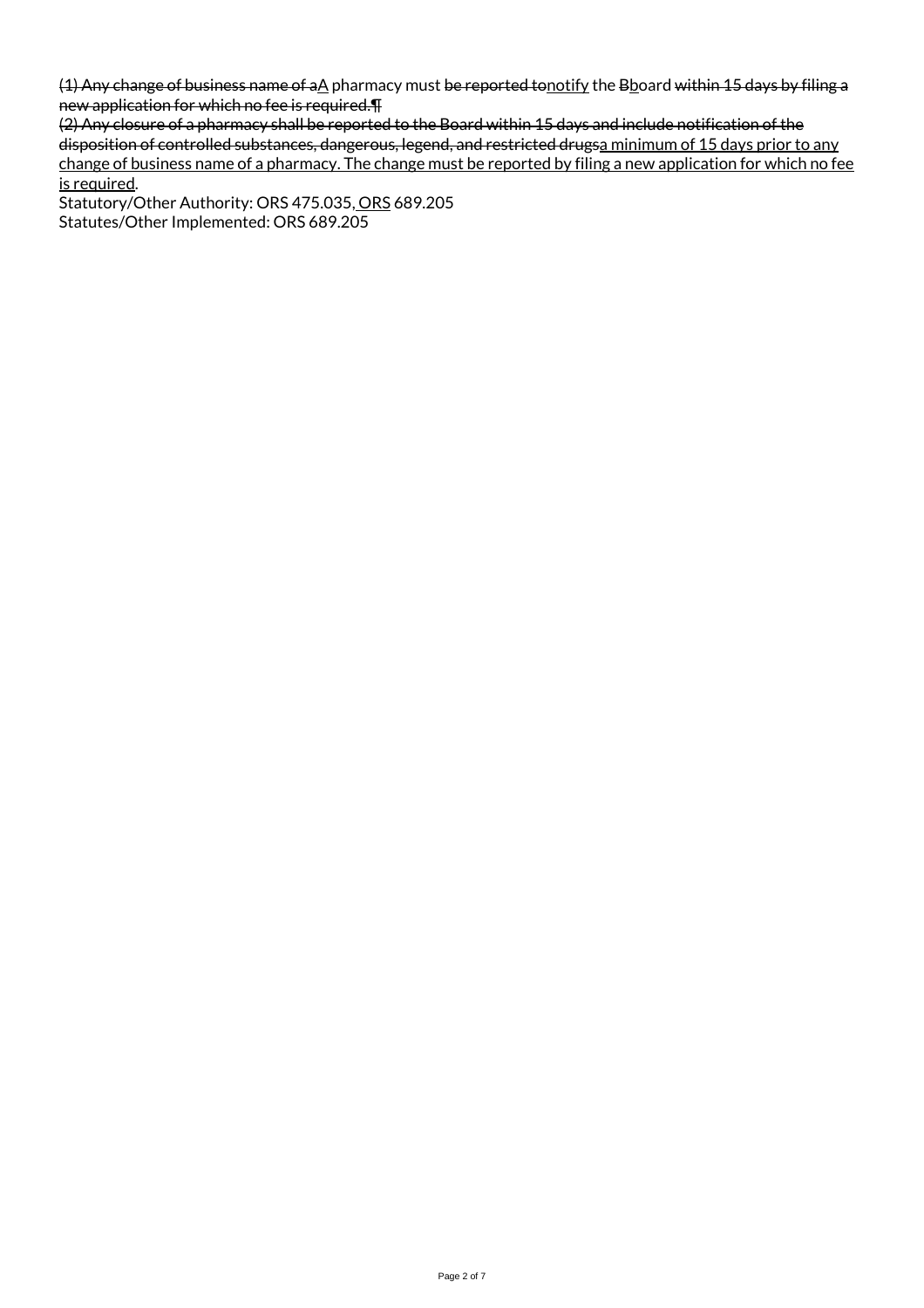~~(1) Any change of business name of a~~<u>A</u> pharmacy must ~~be reported to~~<u>notify</u> the ~~B~~<u>b</u>oard ~~within 15 days by filing a new application for which no fee is required.¶~~

~~(2) Any closure of a pharmacy shall be reported to the Board within 15 days and include notification of the disposition of controlled substances, dangerous, legend, and restricted drugs~~<u>a minimum of 15 days prior to any change of business name of a pharmacy. The change must be reported by filing a new application for which no fee is required</u>.

Statutory/Other Authority: ORS 475.035,<u> ORS</u> 689.205

Statutes/Other Implemented: ORS 689.205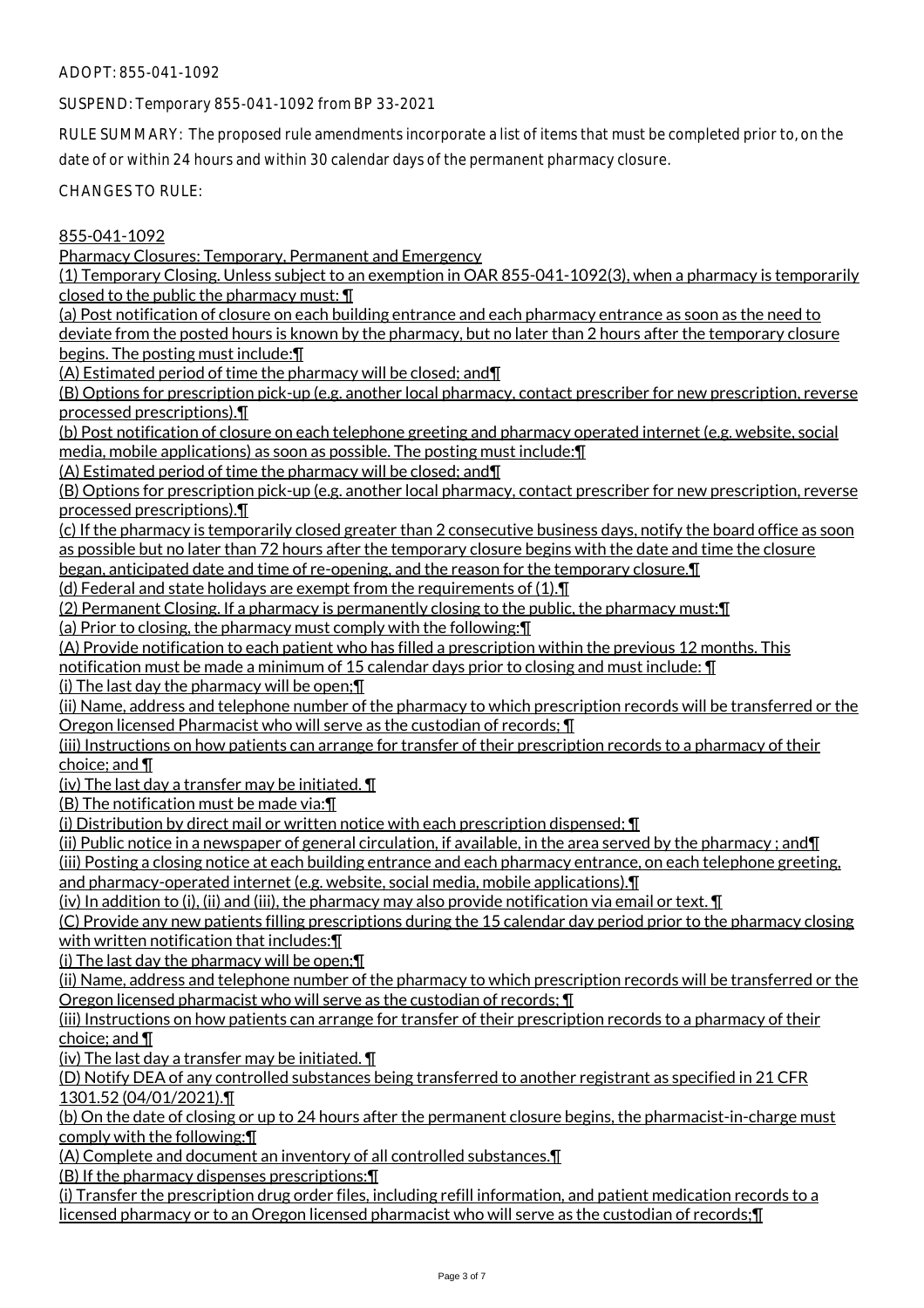ADOPT: 855-041-1092

SUSPEND: Temporary 855-041-1092 from BP 33-2021

RULE SUMMARY: The proposed rule amendments incorporate a list of items that must be completed prior to, on the date of or within 24 hours and within 30 calendar days of the permanent pharmacy closure.

CHANGES TO RULE:

855-041-1092

Pharmacy Closures: Temporary, Permanent and Emergency

(1) Temporary Closing. Unless subject to an exemption in OAR 855-041-1092(3), when a pharmacy is temporarily closed to the public the pharmacy must: ¶

(a) Post notification of closure on each building entrance and each pharmacy entrance as soon as the need to deviate from the posted hours is known by the pharmacy, but no later than 2 hours after the temporary closure begins. The posting must include:¶

(A) Estimated period of time the pharmacy will be closed; and¶

(B) Options for prescription pick-up (e.g. another local pharmacy, contact prescriber for new prescription, reverse processed prescriptions).¶

(b) Post notification of closure on each telephone greeting and pharmacy operated internet (e.g. website, social media, mobile applications) as soon as possible. The posting must include:¶

(A) Estimated period of time the pharmacy will be closed; and¶

(B) Options for prescription pick-up (e.g. another local pharmacy, contact prescriber for new prescription, reverse processed prescriptions).¶

(c) If the pharmacy is temporarily closed greater than 2 consecutive business days, notify the board office as soon as possible but no later than 72 hours after the temporary closure begins with the date and time the closure began, anticipated date and time of re-opening, and the reason for the temporary closure.¶

(d) Federal and state holidays are exempt from the requirements of (1).¶

(2) Permanent Closing. If a pharmacy is permanently closing to the public, the pharmacy must:¶

(a) Prior to closing, the pharmacy must comply with the following:¶

(A) Provide notification to each patient who has filled a prescription within the previous 12 months. This notification must be made a minimum of 15 calendar days prior to closing and must include: ¶

(i) The last day the pharmacy will be open;¶

(ii) Name, address and telephone number of the pharmacy to which prescription records will be transferred or the Oregon licensed Pharmacist who will serve as the custodian of records; ¶

(iii) Instructions on how patients can arrange for transfer of their prescription records to a pharmacy of their choice; and ¶

(iv) The last day a transfer may be initiated. ¶

(B) The notification must be made via:¶

(i) Distribution by direct mail or written notice with each prescription dispensed; ¶

(ii) Public notice in a newspaper of general circulation, if available, in the area served by the pharmacy ; and¶

(iii) Posting a closing notice at each building entrance and each pharmacy entrance, on each telephone greeting, and pharmacy-operated internet (e.g. website, social media, mobile applications).¶

(iv) In addition to (i), (ii) and (iii), the pharmacy may also provide notification via email or text. ¶

(C) Provide any new patients filling prescriptions during the 15 calendar day period prior to the pharmacy closing with written notification that includes:¶

(i) The last day the pharmacy will be open;¶

(ii) Name, address and telephone number of the pharmacy to which prescription records will be transferred or the Oregon licensed pharmacist who will serve as the custodian of records; ¶

(iii) Instructions on how patients can arrange for transfer of their prescription records to a pharmacy of their choice; and ¶

(iv) The last day a transfer may be initiated. ¶

(D) Notify DEA of any controlled substances being transferred to another registrant as specified in 21 CFR 1301.52 (04/01/2021).¶

(b) On the date of closing or up to 24 hours after the permanent closure begins, the pharmacist-in-charge must comply with the following:¶

(A) Complete and document an inventory of all controlled substances.¶

(B) If the pharmacy dispenses prescriptions:¶

(i) Transfer the prescription drug order files, including refill information, and patient medication records to a licensed pharmacy or to an Oregon licensed pharmacist who will serve as the custodian of records;¶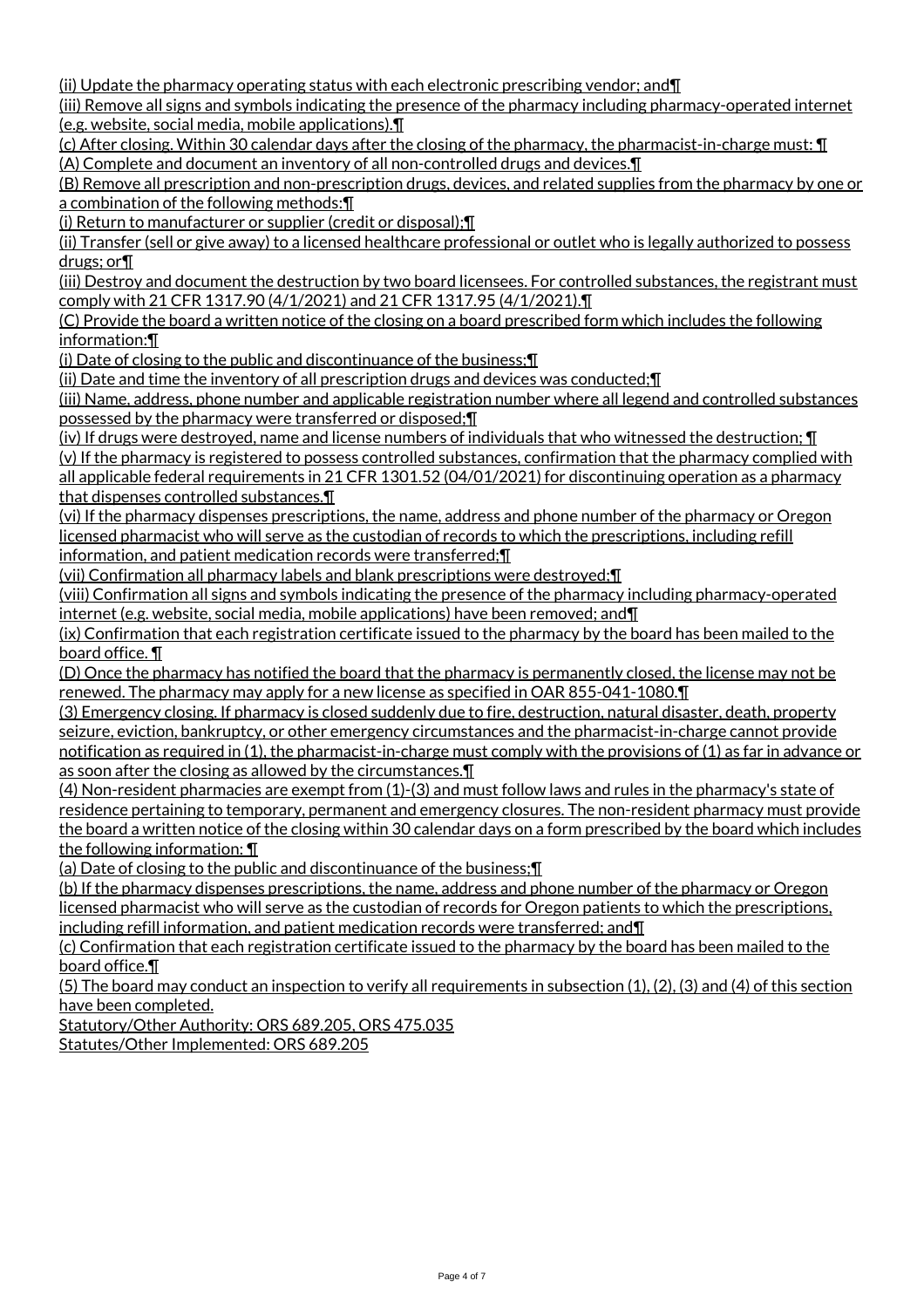(ii) Update the pharmacy operating status with each electronic prescribing vendor; and¶

(iii) Remove all signs and symbols indicating the presence of the pharmacy including pharmacy-operated internet (e.g. website, social media, mobile applications).¶

(c) After closing. Within 30 calendar days after the closing of the pharmacy, the pharmacist-in-charge must: ¶

(A) Complete and document an inventory of all non-controlled drugs and devices.¶

(B) Remove all prescription and non-prescription drugs, devices, and related supplies from the pharmacy by one or a combination of the following methods:¶

(i) Return to manufacturer or supplier (credit or disposal);¶

(ii) Transfer (sell or give away) to a licensed healthcare professional or outlet who is legally authorized to possess drugs; or¶

(iii) Destroy and document the destruction by two board licensees. For controlled substances, the registrant must comply with 21 CFR 1317.90 (4/1/2021) and 21 CFR 1317.95 (4/1/2021).¶

(C) Provide the board a written notice of the closing on a board prescribed form which includes the following information:¶

(i) Date of closing to the public and discontinuance of the business;¶

(ii) Date and time the inventory of all prescription drugs and devices was conducted;¶

(iii) Name, address, phone number and applicable registration number where all legend and controlled substances possessed by the pharmacy were transferred or disposed;¶

(iv) If drugs were destroyed, name and license numbers of individuals that who witnessed the destruction; ¶

(v) If the pharmacy is registered to possess controlled substances, confirmation that the pharmacy complied with all applicable federal requirements in 21 CFR 1301.52 (04/01/2021) for discontinuing operation as a pharmacy that dispenses controlled substances.¶

(vi) If the pharmacy dispenses prescriptions, the name, address and phone number of the pharmacy or Oregon licensed pharmacist who will serve as the custodian of records to which the prescriptions, including refill information, and patient medication records were transferred;¶

(vii) Confirmation all pharmacy labels and blank prescriptions were destroyed;¶

(viii) Confirmation all signs and symbols indicating the presence of the pharmacy including pharmacy-operated internet (e.g. website, social media, mobile applications) have been removed; and¶

(ix) Confirmation that each registration certificate issued to the pharmacy by the board has been mailed to the board office. ¶

(D) Once the pharmacy has notified the board that the pharmacy is permanently closed, the license may not be renewed. The pharmacy may apply for a new license as specified in OAR 855-041-1080.¶

(3) Emergency closing. If pharmacy is closed suddenly due to fire, destruction, natural disaster, death, property seizure, eviction, bankruptcy, or other emergency circumstances and the pharmacist-in-charge cannot provide notification as required in (1), the pharmacist-in-charge must comply with the provisions of (1) as far in advance or as soon after the closing as allowed by the circumstances.¶

(4) Non-resident pharmacies are exempt from (1)-(3) and must follow laws and rules in the pharmacy's state of residence pertaining to temporary, permanent and emergency closures. The non-resident pharmacy must provide the board a written notice of the closing within 30 calendar days on a form prescribed by the board which includes the following information: ¶

(a) Date of closing to the public and discontinuance of the business;¶

(b) If the pharmacy dispenses prescriptions, the name, address and phone number of the pharmacy or Oregon licensed pharmacist who will serve as the custodian of records for Oregon patients to which the prescriptions, including refill information, and patient medication records were transferred; and¶

(c) Confirmation that each registration certificate issued to the pharmacy by the board has been mailed to the board office.¶

(5) The board may conduct an inspection to verify all requirements in subsection (1), (2), (3) and (4) of this section have been completed.

Statutory/Other Authority: ORS 689.205, ORS 475.035

Statutes/Other Implemented: ORS 689.205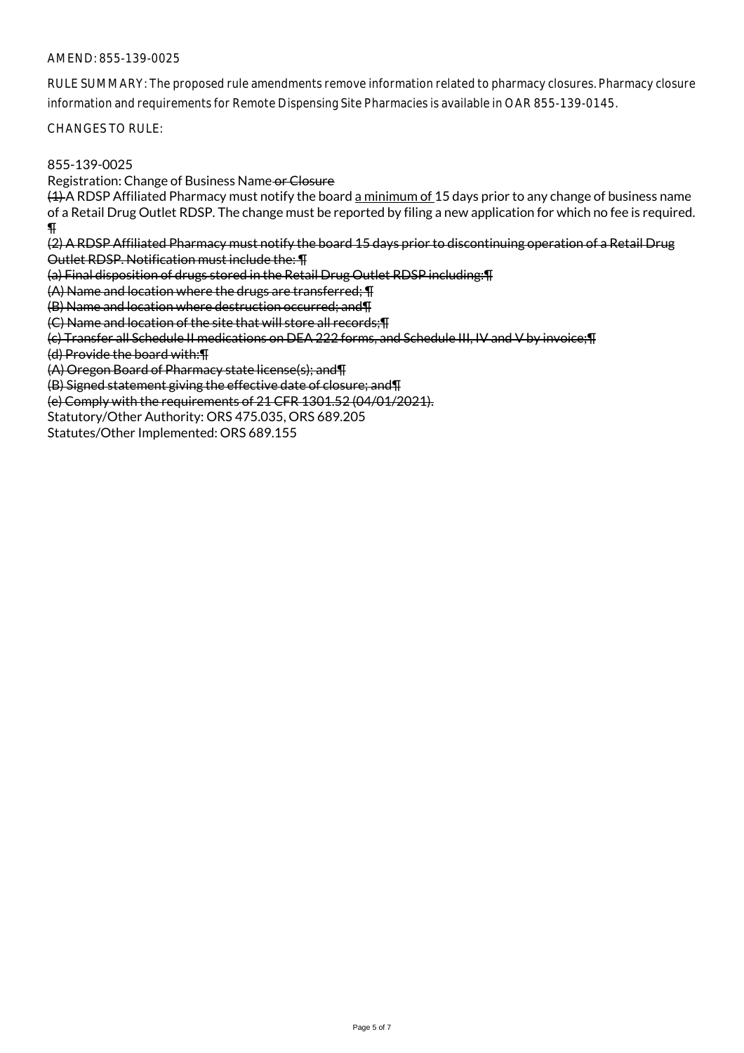AMEND: 855-139-0025

RULE SUMMARY: The proposed rule amendments remove information related to pharmacy closures. Pharmacy closure information and requirements for Remote Dispensing Site Pharmacies is available in OAR 855-139-0145.

CHANGES TO RULE:

855-139-0025

Registration: Change of Business Name ~~or Closure~~

~~(1)~~ A RDSP Affiliated Pharmacy must notify the board <u>a minimum of</u> 15 days prior to any change of business name of a Retail Drug Outlet RDSP. The change must be reported by filing a new application for which no fee is required. ~~¶~~

~~(2) A RDSP Affiliated Pharmacy must notify the board 15 days prior to discontinuing operation of a Retail Drug Outlet RDSP. Notification must include the: ¶~~

~~(a) Final disposition of drugs stored in the Retail Drug Outlet RDSP including:¶~~

~~(A) Name and location where the drugs are transferred; ¶~~

~~(B) Name and location where destruction occurred; and¶~~

~~(C) Name and location of the site that will store all records;¶~~

~~(c) Transfer all Schedule II medications on DEA 222 forms, and Schedule III, IV and V by invoice;¶~~

~~(d) Provide the board with:¶~~

~~(A) Oregon Board of Pharmacy state license(s); and¶~~

~~(B) Signed statement giving the effective date of closure; and¶~~

~~(e) Comply with the requirements of 21 CFR 1301.52 (04/01/2021).~~

Statutory/Other Authority: ORS 475.035, ORS 689.205

Statutes/Other Implemented: ORS 689.155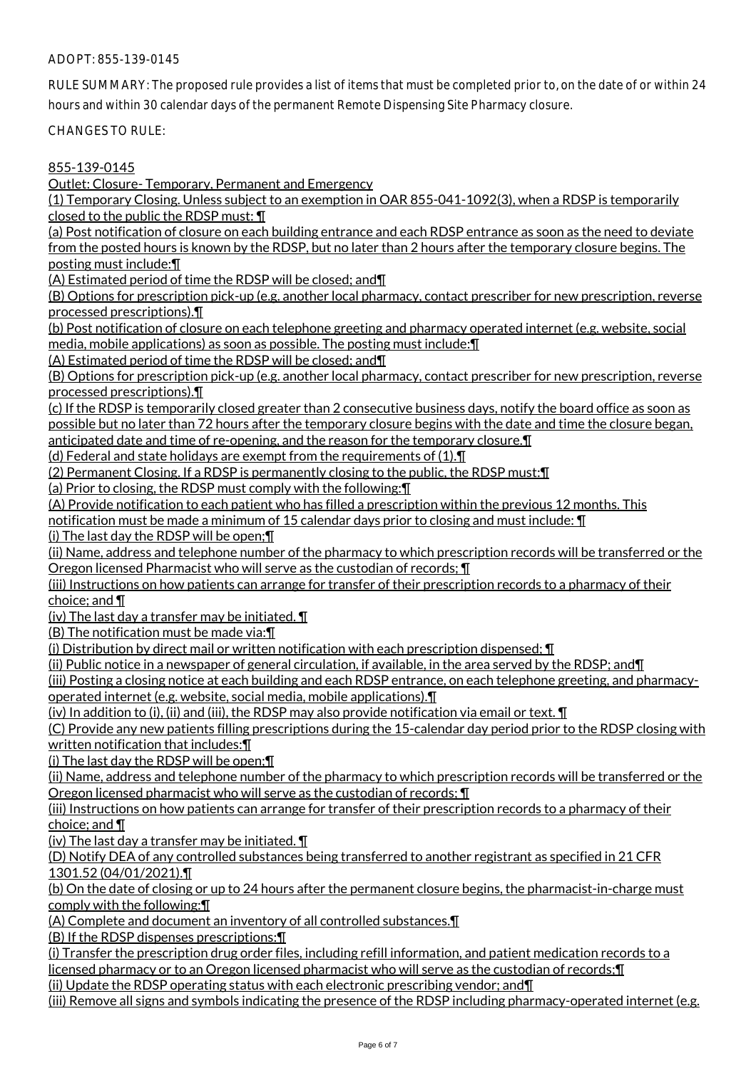ADOPT: 855-139-0145

RULE SUMMARY: The proposed rule provides a list of items that must be completed prior to, on the date of or within 24 hours and within 30 calendar days of the permanent Remote Dispensing Site Pharmacy closure.

CHANGES TO RULE:

855-139-0145

Outlet: Closure- Temporary, Permanent and Emergency

(1) Temporary Closing. Unless subject to an exemption in OAR 855-041-1092(3), when a RDSP is temporarily closed to the public the RDSP must: ¶

(a) Post notification of closure on each building entrance and each RDSP entrance as soon as the need to deviate from the posted hours is known by the RDSP, but no later than 2 hours after the temporary closure begins. The posting must include:¶

(A) Estimated period of time the RDSP will be closed; and¶

(B) Options for prescription pick-up (e.g. another local pharmacy, contact prescriber for new prescription, reverse processed prescriptions).¶

(b) Post notification of closure on each telephone greeting and pharmacy operated internet (e.g. website, social media, mobile applications) as soon as possible. The posting must include:¶

(A) Estimated period of time the RDSP will be closed; and¶

(B) Options for prescription pick-up (e.g. another local pharmacy, contact prescriber for new prescription, reverse processed prescriptions).¶

(c) If the RDSP is temporarily closed greater than 2 consecutive business days, notify the board office as soon as possible but no later than 72 hours after the temporary closure begins with the date and time the closure began, anticipated date and time of re-opening, and the reason for the temporary closure.¶

(d) Federal and state holidays are exempt from the requirements of (1).¶

(2) Permanent Closing. If a RDSP is permanently closing to the public, the RDSP must:¶

(a) Prior to closing, the RDSP must comply with the following:¶

(A) Provide notification to each patient who has filled a prescription within the previous 12 months. This notification must be made a minimum of 15 calendar days prior to closing and must include: ¶

(i) The last day the RDSP will be open;¶

(ii) Name, address and telephone number of the pharmacy to which prescription records will be transferred or the Oregon licensed Pharmacist who will serve as the custodian of records; ¶

(iii) Instructions on how patients can arrange for transfer of their prescription records to a pharmacy of their choice; and ¶

(iv) The last day a transfer may be initiated. ¶

(B) The notification must be made via:¶

(i) Distribution by direct mail or written notification with each prescription dispensed; ¶

(ii) Public notice in a newspaper of general circulation, if available, in the area served by the RDSP; and¶

(iii) Posting a closing notice at each building and each RDSP entrance, on each telephone greeting, and pharmacy-operated internet (e.g. website, social media, mobile applications).¶

(iv) In addition to (i), (ii) and (iii), the RDSP may also provide notification via email or text. ¶

(C) Provide any new patients filling prescriptions during the 15-calendar day period prior to the RDSP closing with written notification that includes:¶

(i) The last day the RDSP will be open;¶

(ii) Name, address and telephone number of the pharmacy to which prescription records will be transferred or the Oregon licensed pharmacist who will serve as the custodian of records; ¶

(iii) Instructions on how patients can arrange for transfer of their prescription records to a pharmacy of their choice; and ¶

(iv) The last day a transfer may be initiated. ¶

(D) Notify DEA of any controlled substances being transferred to another registrant as specified in 21 CFR 1301.52 (04/01/2021).¶

(b) On the date of closing or up to 24 hours after the permanent closure begins, the pharmacist-in-charge must comply with the following:¶

(A) Complete and document an inventory of all controlled substances.¶

(B) If the RDSP dispenses prescriptions:¶

(i) Transfer the prescription drug order files, including refill information, and patient medication records to a licensed pharmacy or to an Oregon licensed pharmacist who will serve as the custodian of records;¶

(ii) Update the RDSP operating status with each electronic prescribing vendor; and¶

(iii) Remove all signs and symbols indicating the presence of the RDSP including pharmacy-operated internet (e.g.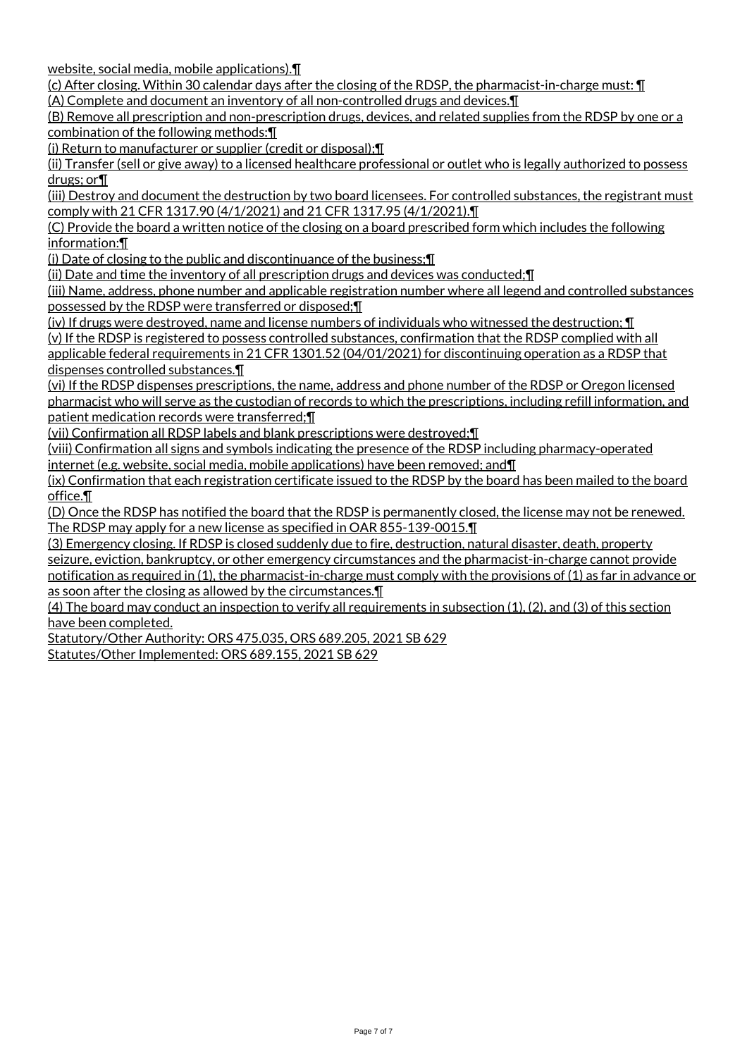website, social media, mobile applications).¶

(c) After closing. Within 30 calendar days after the closing of the RDSP, the pharmacist-in-charge must: ¶

(A) Complete and document an inventory of all non-controlled drugs and devices.¶

(B) Remove all prescription and non-prescription drugs, devices, and related supplies from the RDSP by one or a combination of the following methods:¶

(i) Return to manufacturer or supplier (credit or disposal);¶

(ii) Transfer (sell or give away) to a licensed healthcare professional or outlet who is legally authorized to possess drugs; or¶

(iii) Destroy and document the destruction by two board licensees. For controlled substances, the registrant must comply with 21 CFR 1317.90 (4/1/2021) and 21 CFR 1317.95 (4/1/2021).¶

(C) Provide the board a written notice of the closing on a board prescribed form which includes the following information:¶

(i) Date of closing to the public and discontinuance of the business;¶

(ii) Date and time the inventory of all prescription drugs and devices was conducted;¶

(iii) Name, address, phone number and applicable registration number where all legend and controlled substances possessed by the RDSP were transferred or disposed;¶

(iv) If drugs were destroyed, name and license numbers of individuals who witnessed the destruction; ¶

(v) If the RDSP is registered to possess controlled substances, confirmation that the RDSP complied with all applicable federal requirements in 21 CFR 1301.52 (04/01/2021) for discontinuing operation as a RDSP that dispenses controlled substances.¶

(vi) If the RDSP dispenses prescriptions, the name, address and phone number of the RDSP or Oregon licensed pharmacist who will serve as the custodian of records to which the prescriptions, including refill information, and patient medication records were transferred;¶

(vii) Confirmation all RDSP labels and blank prescriptions were destroyed;¶

(viii) Confirmation all signs and symbols indicating the presence of the RDSP including pharmacy-operated internet (e.g. website, social media, mobile applications) have been removed; and¶

(ix) Confirmation that each registration certificate issued to the RDSP by the board has been mailed to the board office.¶

(D) Once the RDSP has notified the board that the RDSP is permanently closed, the license may not be renewed. The RDSP may apply for a new license as specified in OAR 855-139-0015.¶

(3) Emergency closing. If RDSP is closed suddenly due to fire, destruction, natural disaster, death, property seizure, eviction, bankruptcy, or other emergency circumstances and the pharmacist-in-charge cannot provide notification as required in (1), the pharmacist-in-charge must comply with the provisions of (1) as far in advance or as soon after the closing as allowed by the circumstances.¶

(4) The board may conduct an inspection to verify all requirements in subsection (1), (2), and (3) of this section have been completed.

Statutory/Other Authority: ORS 475.035, ORS 689.205, 2021 SB 629

Statutes/Other Implemented: ORS 689.155, 2021 SB 629